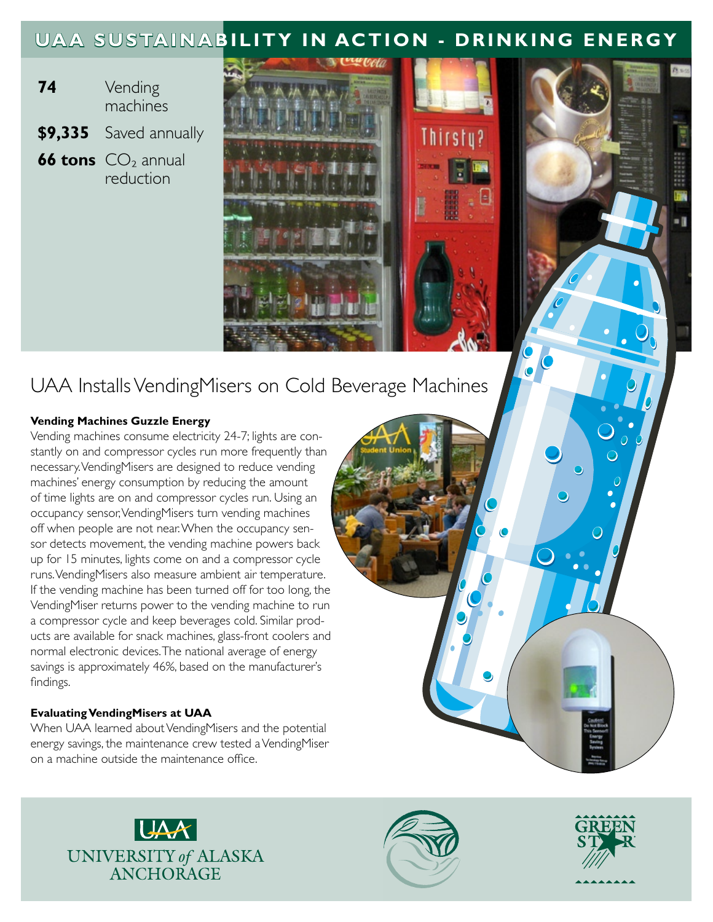# UAA SUSTAINABILITY IN ACTION - DRINKING ENERGY

**74** Vending machines

**$9,335** Saved annually

**66 tons** $CO_2$ annual reduction

## UAA Installs VendingMisers on Cold Beverage Machines

### Vending Machines Guzzle Energy

Vending machines consume electricity 24-7; lights are constantly on and compressor cycles run more frequently than necessary. VendingMisers are designed to reduce vending machines' energy consumption by reducing the amount of time lights are on and compressor cycles run. Using an occupancy sensor, VendingMisers turn vending machines off when people are not near. When the occupancy sensor detects movement, the vending machine powers back up for 15 minutes, lights come on and a compressor cycle runs. VendingMisers also measure ambient air temperature. If the vending machine has been turned off for too long, the VendingMiser returns power to the vending machine to run a compressor cycle and keep beverages cold. Similar products are available for snack machines, glass-front coolers and normal electronic devices. The national average of energy savings is approximately 46%, based on the manufacturer's findings.

### Evaluating VendingMisers at UAA

When UAA learned about VendingMisers and the potential energy savings, the maintenance crew tested a VendingMiser on a machine outside the maintenance office.

UAA UNIVERSITY *of* ALASKA ANCHORAGE

GREEN STAR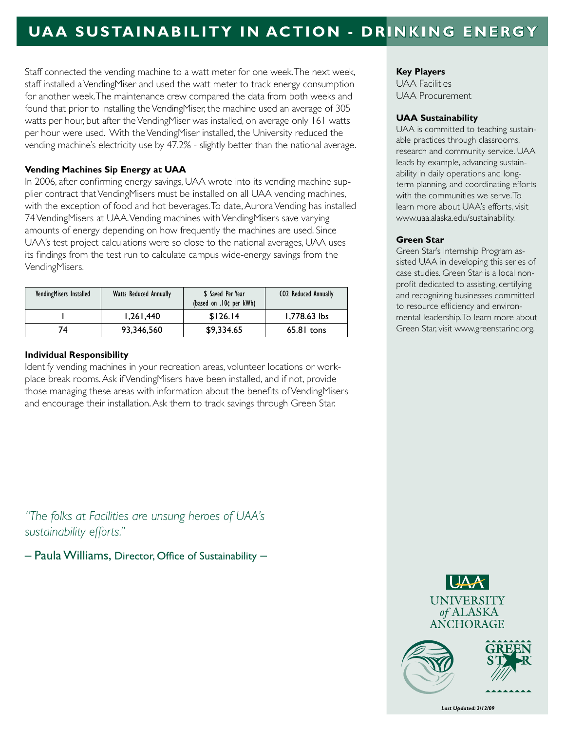# UAA SUSTAINABILITY IN ACTION - DRINKING ENERGY

Staff connected the vending machine to a watt meter for one week. The next week, staff installed a VendingMiser and used the watt meter to track energy consumption for another week. The maintenance crew compared the data from both weeks and found that prior to installing the VendingMiser, the machine used an average of 305 watts per hour, but after the VendingMiser was installed, on average only 161 watts per hour were used. With the VendingMiser installed, the University reduced the vending machine's electricity use by 47.2% - slightly better than the national average.

**Vending Machines Sip Energy at UAA**

In 2006, after confirming energy savings, UAA wrote into its vending machine supplier contract that VendingMisers must be installed on all UAA vending machines, with the exception of food and hot beverages. To date, Aurora Vending has installed 74 VendingMisers at UAA. Vending machines with VendingMisers save varying amounts of energy depending on how frequently the machines are used. Since UAA's test project calculations were so close to the national averages, UAA uses its findings from the test run to calculate campus wide-energy savings from the VendingMisers.

| VendingMisers Installed | Watts Reduced Annually | $ Saved Per Year (based on .10¢ per kWh) | CO2 Reduced Annually |
|---|---|---|---|
| 1 | 1,261,440 | $126.14 | 1,778.63 lbs |
| 74 | 93,346,560 | $9,334.65 | 65.81 tons |

**Individual Responsibility**

Identify vending machines in your recreation areas, volunteer locations or workplace break rooms. Ask if VendingMisers have been installed, and if not, provide those managing these areas with information about the benefits of VendingMisers and encourage their installation. Ask them to track savings through Green Star.

*"The folks at Facilities are unsung heroes of UAA's sustainability efforts."*

– Paula Williams, Director, Office of Sustainability –

**Key Players**

UAA Facilities
UAA Procurement

**UAA Sustainability**

UAA is committed to teaching sustainable practices through classrooms, research and community service. UAA leads by example, advancing sustainability in daily operations and long-term planning, and coordinating efforts with the communities we serve. To learn more about UAA's efforts, visit www.uaa.alaska.edu/sustainability.

**Green Star**

Green Star's Internship Program assisted UAA in developing this series of case studies. Green Star is a local non-profit dedicated to assisting, certifying and recognizing businesses committed to resource efficiency and environmental leadership. To learn more about Green Star, visit www.greenstarinc.org.

UAA
UNIVERSITY *of* ALASKA ANCHORAGE

GREEN STAR

*Last Updated: 2/12/09*